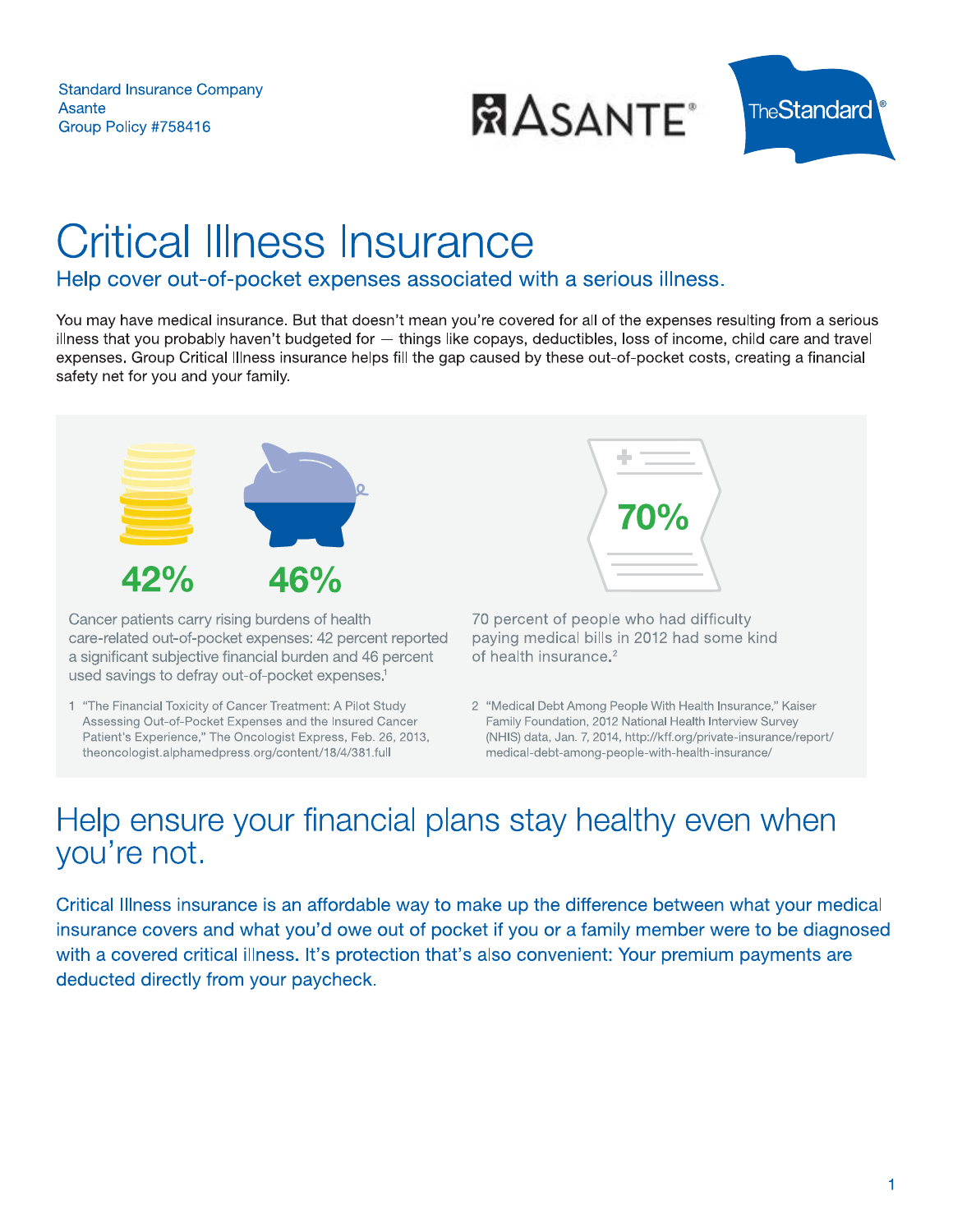Standard Insurance Company
Asante
Group Policy #758416

# Critical Illness Insurance

## Help cover out-of-pocket expenses associated with a serious illness.

You may have medical insurance. But that doesn't mean you're covered for all of the expenses resulting from a serious illness that you probably haven't budgeted for — things like copays, deductibles, loss of income, child care and travel expenses. Group Critical Illness insurance helps fill the gap caused by these out-of-pocket costs, creating a financial safety net for you and your family.

**42%** **46%**

Cancer patients carry rising burdens of health care-related out-of-pocket expenses: 42 percent reported a significant subjective financial burden and 46 percent used savings to defray out-of-pocket expenses.[1]

1 "The Financial Toxicity of Cancer Treatment: A Pilot Study Assessing Out-of-Pocket Expenses and the Insured Cancer Patient's Experience," The Oncologist Express, Feb. 26, 2013, theoncologist.alphamedpress.org/content/18/4/381.full

**70%**

70 percent of people who had difficulty paying medical bills in 2012 had some kind of health insurance.[2]

2 "Medical Debt Among People With Health Insurance," Kaiser Family Foundation, 2012 National Health Interview Survey (NHIS) data, Jan. 7, 2014, http://kff.org/private-insurance/report/medical-debt-among-people-with-health-insurance/

## Help ensure your financial plans stay healthy even when you're not.

Critical Illness insurance is an affordable way to make up the difference between what your medical insurance covers and what you'd owe out of pocket if you or a family member were to be diagnosed with a covered critical illness. It's protection that's also convenient: Your premium payments are deducted directly from your paycheck.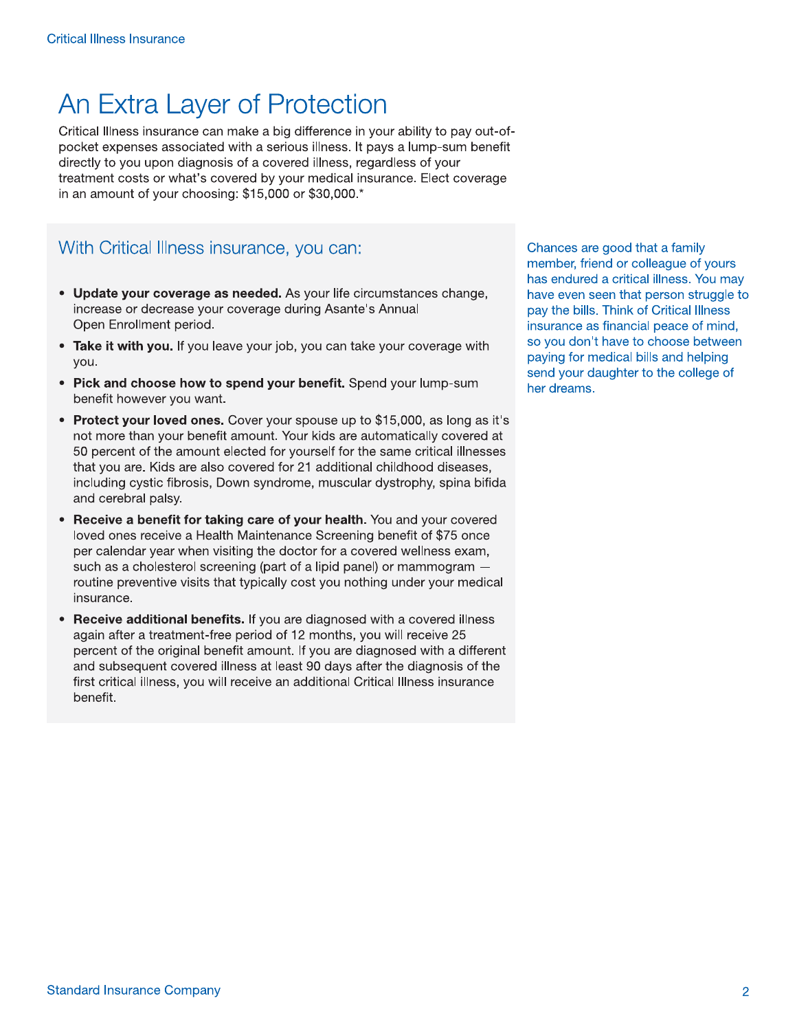# An Extra Layer of Protection

Critical Illness insurance can make a big difference in your ability to pay out-of-pocket expenses associated with a serious illness. It pays a lump-sum benefit directly to you upon diagnosis of a covered illness, regardless of your treatment costs or what's covered by your medical insurance. Elect coverage in an amount of your choosing: $15,000 or $30,000.*

## With Critical Illness insurance, you can:

- **Update your coverage as needed.** As your life circumstances change, increase or decrease your coverage during Asante's Annual Open Enrollment period.
- **Take it with you.** If you leave your job, you can take your coverage with you.
- **Pick and choose how to spend your benefit.** Spend your lump-sum benefit however you want.
- **Protect your loved ones.** Cover your spouse up to $15,000, as long as it's not more than your benefit amount. Your kids are automatically covered at 50 percent of the amount elected for yourself for the same critical illnesses that you are. Kids are also covered for 21 additional childhood diseases, including cystic fibrosis, Down syndrome, muscular dystrophy, spina bifida and cerebral palsy.
- **Receive a benefit for taking care of your health**. You and your covered loved ones receive a Health Maintenance Screening benefit of $75 once per calendar year when visiting the doctor for a covered wellness exam, such as a cholesterol screening (part of a lipid panel) or mammogram — routine preventive visits that typically cost you nothing under your medical insurance.
- **Receive additional benefits.** If you are diagnosed with a covered illness again after a treatment-free period of 12 months, you will receive 25 percent of the original benefit amount. If you are diagnosed with a different and subsequent covered illness at least 90 days after the diagnosis of the first critical illness, you will receive an additional Critical Illness insurance benefit.

Chances are good that a family member, friend or colleague of yours has endured a critical illness. You may have even seen that person struggle to pay the bills. Think of Critical Illness insurance as financial peace of mind, so you don't have to choose between paying for medical bills and helping send your daughter to the college of her dreams.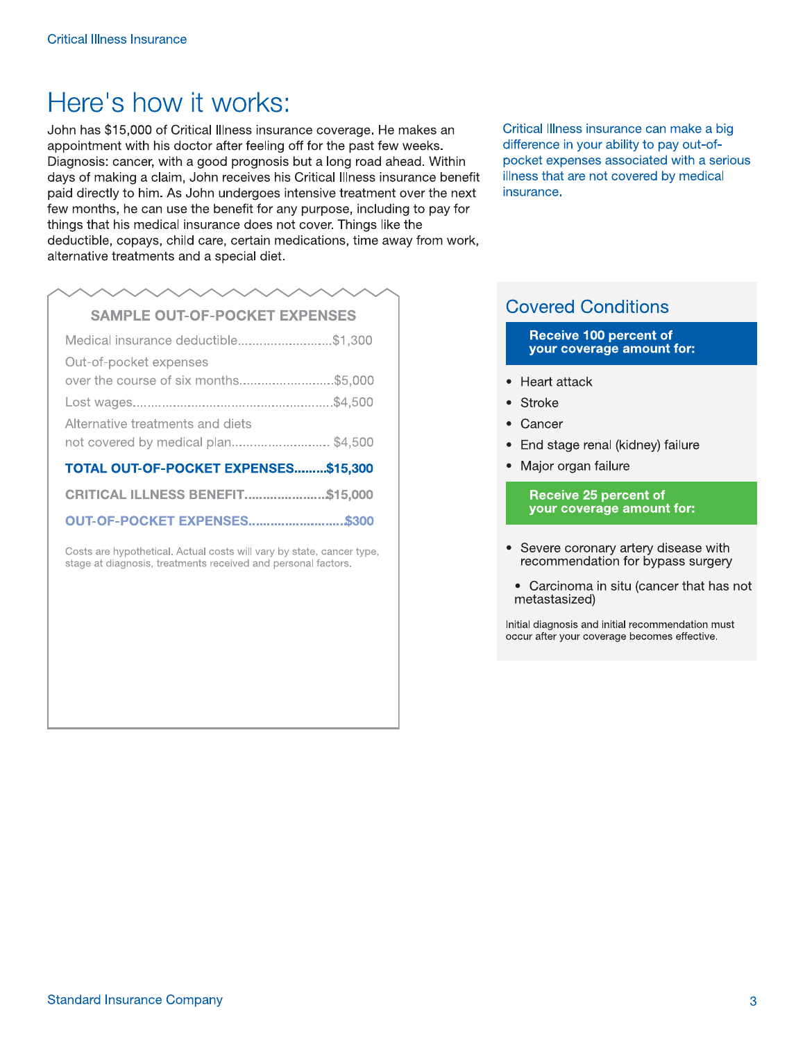# Here's how it works:

John has $15,000 of Critical Illness insurance coverage. He makes an appointment with his doctor after feeling off for the past few weeks. Diagnosis: cancer, with a good prognosis but a long road ahead. Within days of making a claim, John receives his Critical Illness insurance benefit paid directly to him. As John undergoes intensive treatment over the next few months, he can use the benefit for any purpose, including to pay for things that his medical insurance does not cover. Things like the deductible, copays, child care, certain medications, time away from work, alternative treatments and a special diet.

Critical Illness insurance can make a big difference in your ability to pay out-of-pocket expenses associated with a serious illness that are not covered by medical insurance.

## SAMPLE OUT-OF-POCKET EXPENSES

| Item | Amount |
|---|---|
| Medical insurance deductible | $1,300 |
| Out-of-pocket expenses over the course of six months | $5,000 |
| Lost wages | $4,500 |
| Alternative treatments and diets not covered by medical plan | $4,500 |
| **TOTAL OUT-OF-POCKET EXPENSES** | **$15,300** |
| **CRITICAL ILLNESS BENEFIT** | **$15,000** |
| **OUT-OF-POCKET EXPENSES** | **$300** |

Costs are hypothetical. Actual costs will vary by state, cancer type, stage at diagnosis, treatments received and personal factors.

## Covered Conditions

**Receive 100 percent of your coverage amount for:**

- Heart attack
- Stroke
- Cancer
- End stage renal (kidney) failure
- Major organ failure

**Receive 25 percent of your coverage amount for:**

- Severe coronary artery disease with recommendation for bypass surgery
- Carcinoma in situ (cancer that has not metastasized)

Initial diagnosis and initial recommendation must occur after your coverage becomes effective.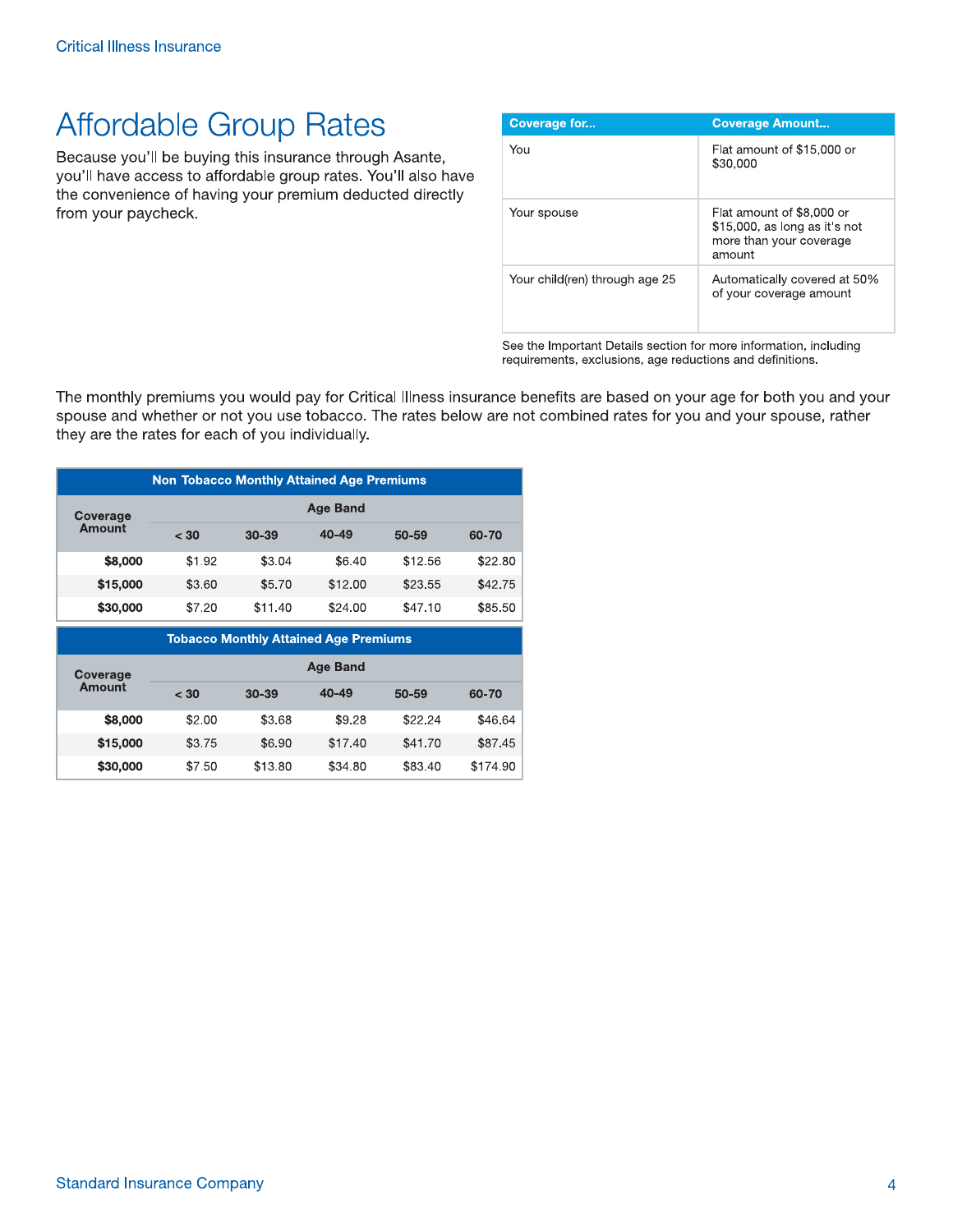# Affordable Group Rates

Because you'll be buying this insurance through Asante, you'll have access to affordable group rates. You'll also have the convenience of having your premium deducted directly from your paycheck.

| Coverage for... | Coverage Amount... |
|---|---|
| You | Flat amount of $15,000 or $30,000 |
| Your spouse | Flat amount of $8,000 or $15,000, as long as it's not more than your coverage amount |
| Your child(ren) through age 25 | Automatically covered at 50% of your coverage amount |

See the Important Details section for more information, including requirements, exclusions, age reductions and definitions.

The monthly premiums you would pay for Critical Illness insurance benefits are based on your age for both you and your spouse and whether or not you use tobacco. The rates below are not combined rates for you and your spouse, rather they are the rates for each of you individually.

**Non Tobacco Monthly Attained Age Premiums**

| Coverage Amount | Age Band | | | | |
|---|---|---|---|---|---|
| | < 30 | 30-39 | 40-49 | 50-59 | 60-70 |
| **$8,000** | $1.92 | $3.04 | $6.40 | $12.56 | $22.80 |
| **$15,000** | $3.60 | $5.70 | $12.00 | $23.55 | $42.75 |
| **$30,000** | $7.20 | $11.40 | $24.00 | $47.10 | $85.50 |

**Tobacco Monthly Attained Age Premiums**

| Coverage Amount | Age Band | | | | |
|---|---|---|---|---|---|
| | < 30 | 30-39 | 40-49 | 50-59 | 60-70 |
| **$8,000** | $2.00 | $3.68 | $9.28 | $22.24 | $46.64 |
| **$15,000** | $3.75 | $6.90 | $17.40 | $41.70 | $87.45 |
| **$30,000** | $7.50 | $13.80 | $34.80 | $83.40 | $174.90 |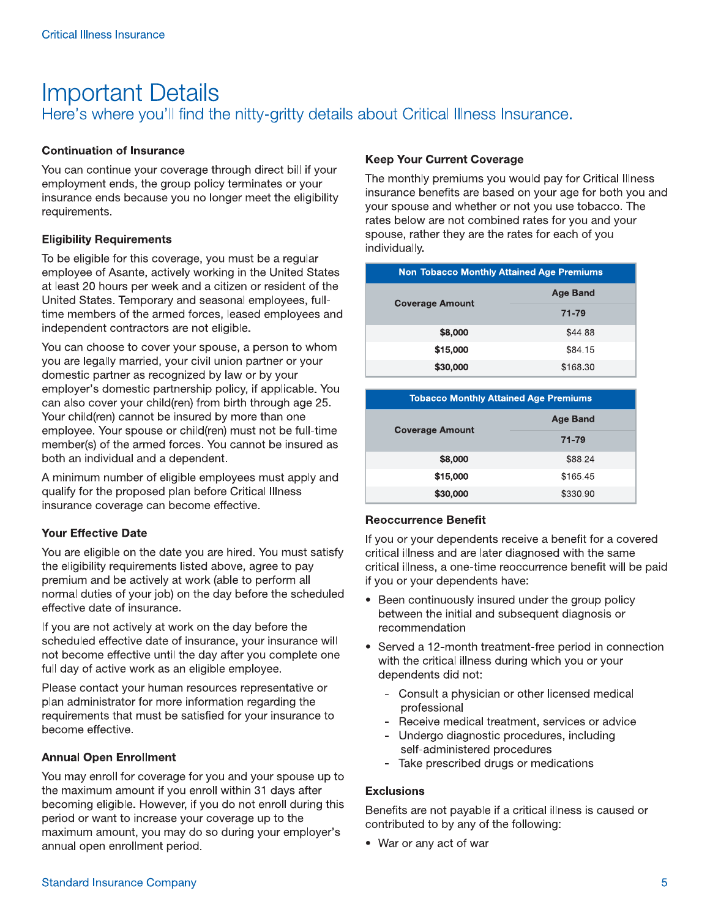# Important Details

Here's where you'll find the nitty-gritty details about Critical Illness Insurance.

### Continuation of Insurance

You can continue your coverage through direct bill if your employment ends, the group policy terminates or your insurance ends because you no longer meet the eligibility requirements.

### Eligibility Requirements

To be eligible for this coverage, you must be a regular employee of Asante, actively working in the United States at least 20 hours per week and a citizen or resident of the United States. Temporary and seasonal employees, full-time members of the armed forces, leased employees and independent contractors are not eligible.

You can choose to cover your spouse, a person to whom you are legally married, your civil union partner or your domestic partner as recognized by law or by your employer's domestic partnership policy, if applicable. You can also cover your child(ren) from birth through age 25. Your child(ren) cannot be insured by more than one employee. Your spouse or child(ren) must not be full-time member(s) of the armed forces. You cannot be insured as both an individual and a dependent.

A minimum number of eligible employees must apply and qualify for the proposed plan before Critical Illness insurance coverage can become effective.

### Your Effective Date

You are eligible on the date you are hired. You must satisfy the eligibility requirements listed above, agree to pay premium and be actively at work (able to perform all normal duties of your job) on the day before the scheduled effective date of insurance.

If you are not actively at work on the day before the scheduled effective date of insurance, your insurance will not become effective until the day after you complete one full day of active work as an eligible employee.

Please contact your human resources representative or plan administrator for more information regarding the requirements that must be satisfied for your insurance to become effective.

### Annual Open Enrollment

You may enroll for coverage for you and your spouse up to the maximum amount if you enroll within 31 days after becoming eligible. However, if you do not enroll during this period or want to increase your coverage up to the maximum amount, you may do so during your employer's annual open enrollment period.

### Keep Your Current Coverage

The monthly premiums you would pay for Critical Illness insurance benefits are based on your age for both you and your spouse and whether or not you use tobacco. The rates below are not combined rates for you and your spouse, rather they are the rates for each of you individually.

| Non Tobacco Monthly Attained Age Premiums | |
|---|---|
| Coverage Amount | Age Band |
| | 71-79 |
| **$8,000** | $44.88 |
| **$15,000** | $84.15 |
| **$30,000** | $168.30 |

| Tobacco Monthly Attained Age Premiums | |
|---|---|
| Coverage Amount | Age Band |
| | 71-79 |
| **$8,000** | $88.24 |
| **$15,000** | $165.45 |
| **$30,000** | $330.90 |

### Reoccurrence Benefit

If you or your dependents receive a benefit for a covered critical illness and are later diagnosed with the same critical illness, a one-time reoccurrence benefit will be paid if you or your dependents have:

- Been continuously insured under the group policy between the initial and subsequent diagnosis or recommendation
- Served a 12-month treatment-free period in connection with the critical illness during which you or your dependents did not:
  - Consult a physician or other licensed medical professional
  - Receive medical treatment, services or advice
  - Undergo diagnostic procedures, including self-administered procedures
  - Take prescribed drugs or medications

### Exclusions

Benefits are not payable if a critical illness is caused or contributed to by any of the following:

- War or any act of war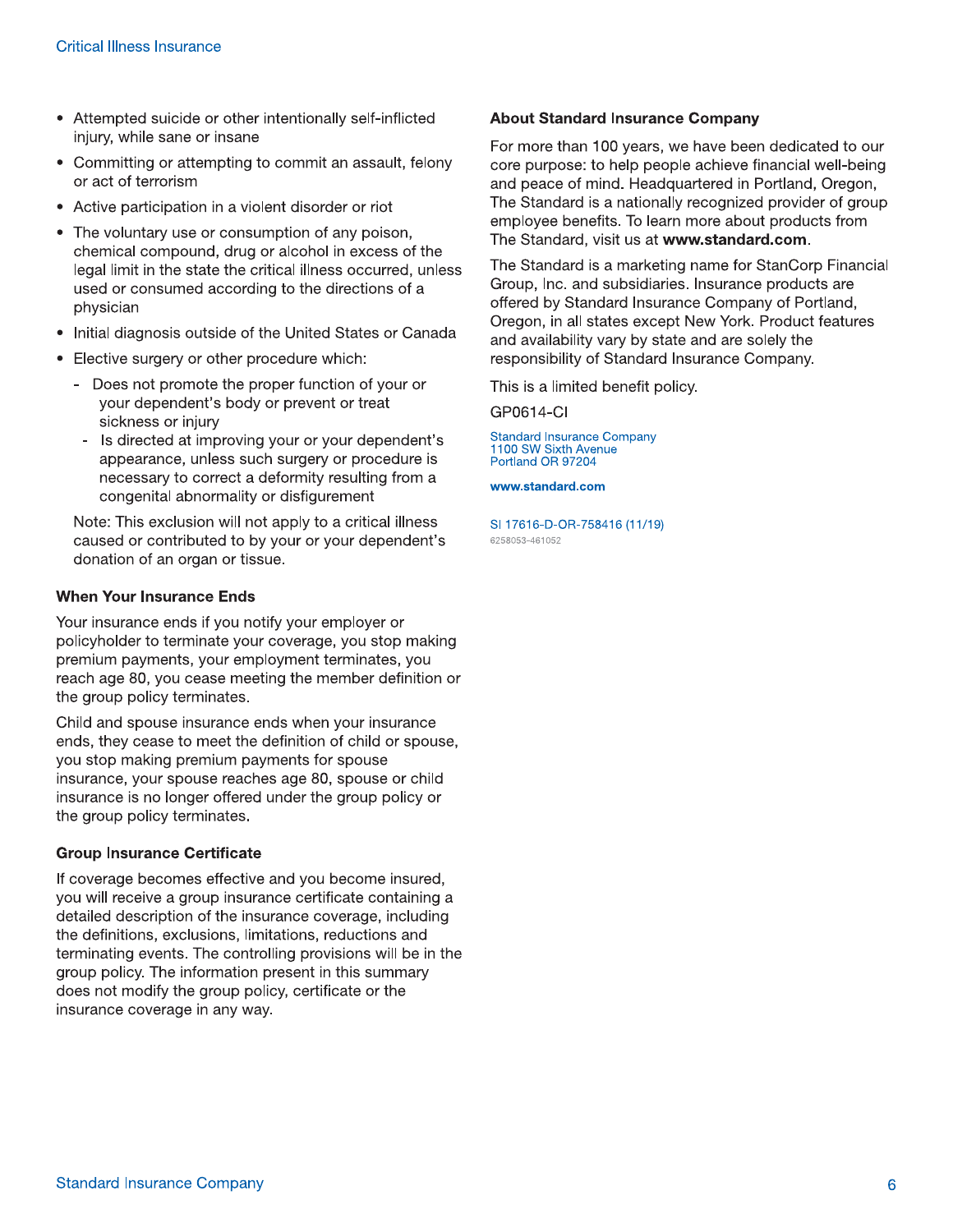- Attempted suicide or other intentionally self-inflicted injury, while sane or insane
- Committing or attempting to commit an assault, felony or act of terrorism
- Active participation in a violent disorder or riot
- The voluntary use or consumption of any poison, chemical compound, drug or alcohol in excess of the legal limit in the state the critical illness occurred, unless used or consumed according to the directions of a physician
- Initial diagnosis outside of the United States or Canada
- Elective surgery or other procedure which:
  - Does not promote the proper function of your or your dependent's body or prevent or treat sickness or injury
  - Is directed at improving your or your dependent's appearance, unless such surgery or procedure is necessary to correct a deformity resulting from a congenital abnormality or disfigurement

  Note: This exclusion will not apply to a critical illness caused or contributed to by your or your dependent's donation of an organ or tissue.

### When Your Insurance Ends

Your insurance ends if you notify your employer or policyholder to terminate your coverage, you stop making premium payments, your employment terminates, you reach age 80, you cease meeting the member definition or the group policy terminates.

Child and spouse insurance ends when your insurance ends, they cease to meet the definition of child or spouse, you stop making premium payments for spouse insurance, your spouse reaches age 80, spouse or child insurance is no longer offered under the group policy or the group policy terminates.

### Group Insurance Certificate

If coverage becomes effective and you become insured, you will receive a group insurance certificate containing a detailed description of the insurance coverage, including the definitions, exclusions, limitations, reductions and terminating events. The controlling provisions will be in the group policy. The information present in this summary does not modify the group policy, certificate or the insurance coverage in any way.

### About Standard Insurance Company

For more than 100 years, we have been dedicated to our core purpose: to help people achieve financial well-being and peace of mind. Headquartered in Portland, Oregon, The Standard is a nationally recognized provider of group employee benefits. To learn more about products from The Standard, visit us at **www.standard.com**.

The Standard is a marketing name for StanCorp Financial Group, Inc. and subsidiaries. Insurance products are offered by Standard Insurance Company of Portland, Oregon, in all states except New York. Product features and availability vary by state and are solely the responsibility of Standard Insurance Company.

This is a limited benefit policy.

GP0614-CI

Standard Insurance Company
1100 SW Sixth Avenue
Portland OR 97204

**www.standard.com**

SI 17616-D-OR-758416 (11/19)
6258053-461052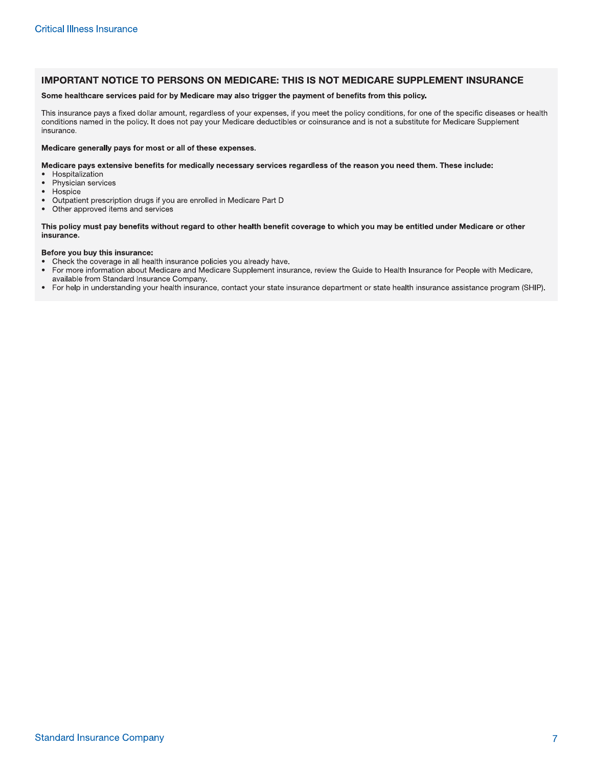## IMPORTANT NOTICE TO PERSONS ON MEDICARE: THIS IS NOT MEDICARE SUPPLEMENT INSURANCE

**Some healthcare services paid for by Medicare may also trigger the payment of benefits from this policy.**

This insurance pays a fixed dollar amount, regardless of your expenses, if you meet the policy conditions, for one of the specific diseases or health conditions named in the policy. It does not pay your Medicare deductibles or coinsurance and is not a substitute for Medicare Supplement insurance.

**Medicare generally pays for most or all of these expenses.**

**Medicare pays extensive benefits for medically necessary services regardless of the reason you need them. These include:**

- Hospitalization
- Physician services
- Hospice
- Outpatient prescription drugs if you are enrolled in Medicare Part D
- Other approved items and services

**This policy must pay benefits without regard to other health benefit coverage to which you may be entitled under Medicare or other insurance.**

**Before you buy this insurance:**

- Check the coverage in all health insurance policies you already have.
- For more information about Medicare and Medicare Supplement insurance, review the Guide to Health Insurance for People with Medicare, available from Standard Insurance Company.
- For help in understanding your health insurance, contact your state insurance department or state health insurance assistance program (SHIP).